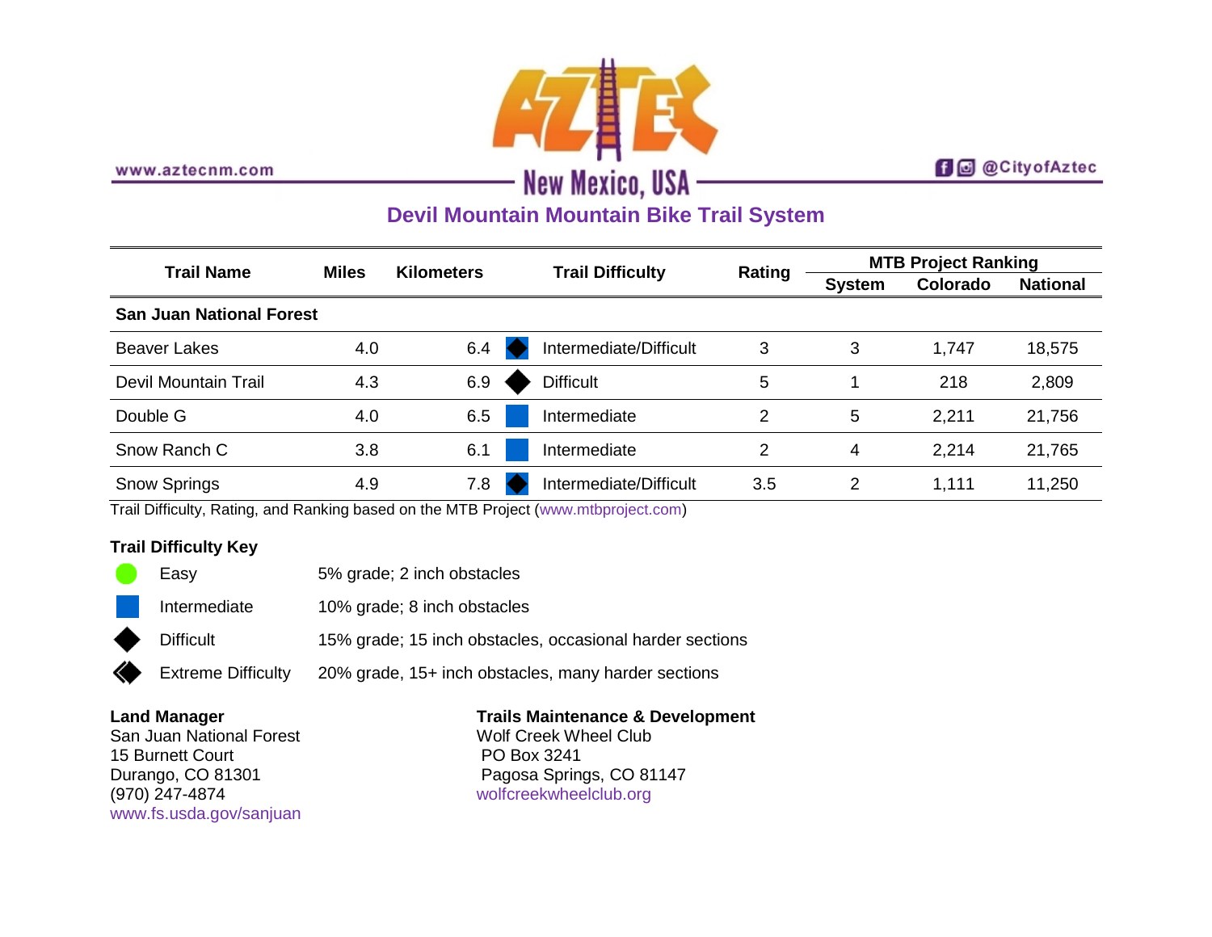www.aztecnm.com

# AZTEC

New Mexico, USA

@CityofAztec

## Devil Mountain Mountain Bike Trail System

| Trail Name | Miles | Kilometers | Trail Difficulty | Rating | MTB Project Ranking | | |
|---|---|---|---|---|---|---|---|
| | | | | | System | Colorado | National |
| **San Juan National Forest** | | | | | | | |
| Beaver Lakes | 4.0 | 6.4 | Intermediate/Difficult | 3 | 3 | 1,747 | 18,575 |
| Devil Mountain Trail | 4.3 | 6.9 | Difficult | 5 | 1 | 218 | 2,809 |
| Double G | 4.0 | 6.5 | Intermediate | 2 | 5 | 2,211 | 21,756 |
| Snow Ranch C | 3.8 | 6.1 | Intermediate | 2 | 4 | 2,214 | 21,765 |
| Snow Springs | 4.9 | 7.8 | Intermediate/Difficult | 3.5 | 2 | 1,111 | 11,250 |

Trail Difficulty, Rating, and Ranking based on the MTB Project (www.mtbproject.com)

**Trail Difficulty Key**

| | |
|---|---|
| Easy | 5% grade; 2 inch obstacles |
| Intermediate | 10% grade; 8 inch obstacles |
| Difficult | 15% grade; 15 inch obstacles, occasional harder sections |
| Extreme Difficulty | 20% grade, 15+ inch obstacles, many harder sections |

**Land Manager**
San Juan National Forest
15 Burnett Court
Durango, CO 81301
(970) 247-4874
www.fs.usda.gov/sanjuan

**Trails Maintenance & Development**
Wolf Creek Wheel Club
PO Box 3241
Pagosa Springs, CO 81147
wolfcreekwheelclub.org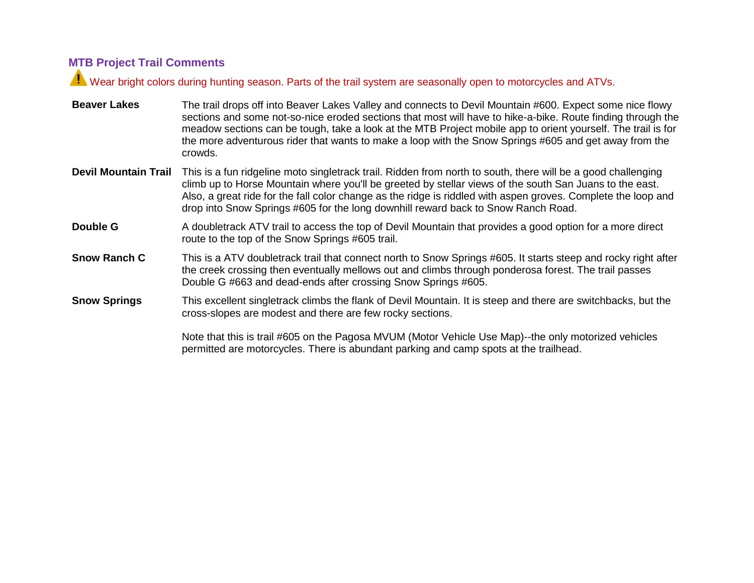## MTB Project Trail Comments

⚠ Wear bright colors during hunting season. Parts of the trail system are seasonally open to motorcycles and ATVs.

| | |
|---|---|
| **Beaver Lakes** | The trail drops off into Beaver Lakes Valley and connects to Devil Mountain #600. Expect some nice flowy sections and some not-so-nice eroded sections that most will have to hike-a-bike. Route finding through the meadow sections can be tough, take a look at the MTB Project mobile app to orient yourself. The trail is for the more adventurous rider that wants to make a loop with the Snow Springs #605 and get away from the crowds. |
| **Devil Mountain Trail** | This is a fun ridgeline moto singletrack trail. Ridden from north to south, there will be a good challenging climb up to Horse Mountain where you'll be greeted by stellar views of the south San Juans to the east. Also, a great ride for the fall color change as the ridge is riddled with aspen groves. Complete the loop and drop into Snow Springs #605 for the long downhill reward back to Snow Ranch Road. |
| **Double G** | A doubletrack ATV trail to access the top of Devil Mountain that provides a good option for a more direct route to the top of the Snow Springs #605 trail. |
| **Snow Ranch C** | This is a ATV doubletrack trail that connect north to Snow Springs #605. It starts steep and rocky right after the creek crossing then eventually mellows out and climbs through ponderosa forest. The trail passes Double G #663 and dead-ends after crossing Snow Springs #605. |
| **Snow Springs** | This excellent singletrack climbs the flank of Devil Mountain. It is steep and there are switchbacks, but the cross-slopes are modest and there are few rocky sections.<br><br>Note that this is trail #605 on the Pagosa MVUM (Motor Vehicle Use Map)--the only motorized vehicles permitted are motorcycles. There is abundant parking and camp spots at the trailhead. |